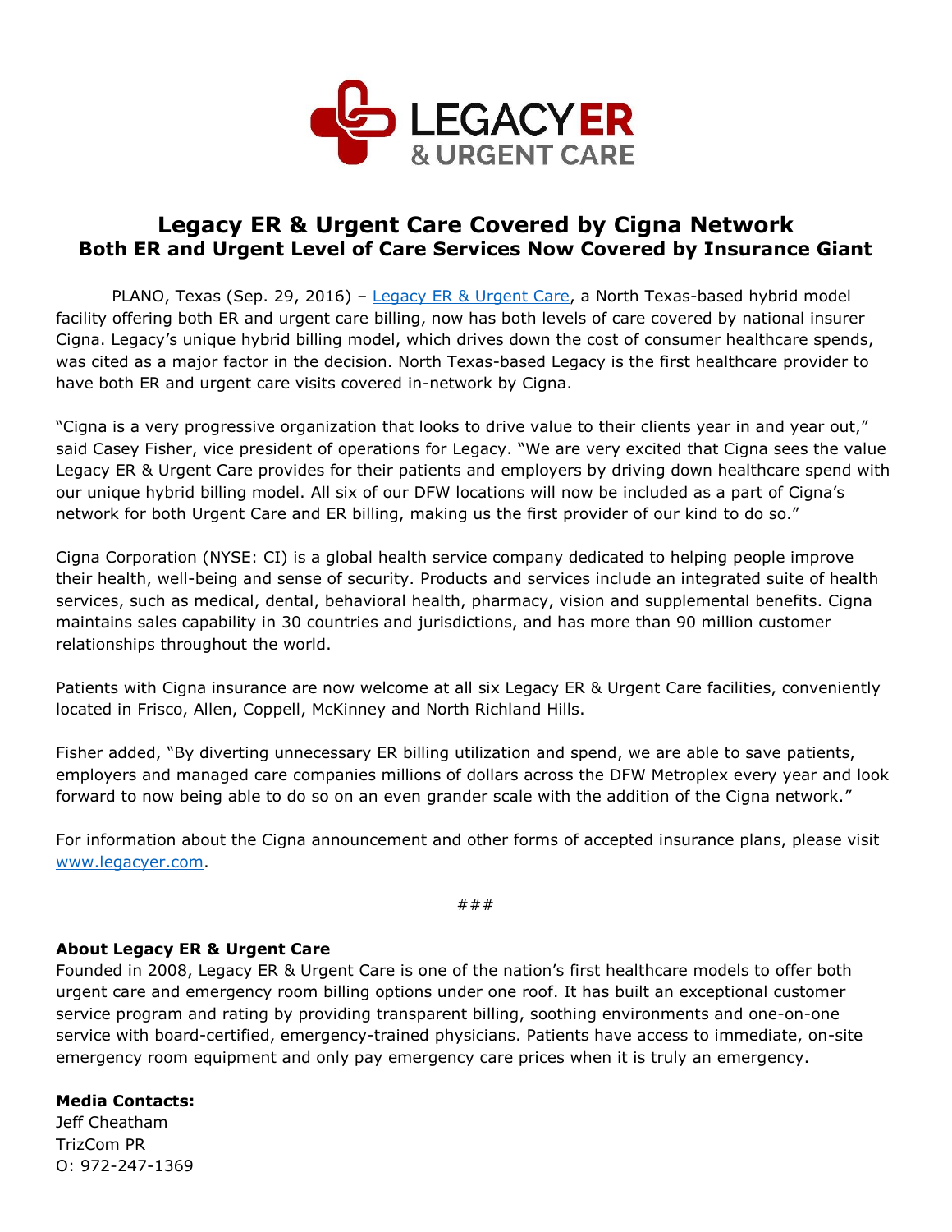# Legacy ER & Urgent Care Covered by Cigna Network

## Both ER and Urgent Level of Care Services Now Covered by Insurance Giant

PLANO, Texas (Sep. 29, 2016) – [Legacy ER & Urgent Care](https://www.legacyer.com), a North Texas-based hybrid model facility offering both ER and urgent care billing, now has both levels of care covered by national insurer Cigna. Legacy's unique hybrid billing model, which drives down the cost of consumer healthcare spends, was cited as a major factor in the decision. North Texas-based Legacy is the first healthcare provider to have both ER and urgent care visits covered in-network by Cigna.

"Cigna is a very progressive organization that looks to drive value to their clients year in and year out," said Casey Fisher, vice president of operations for Legacy. "We are very excited that Cigna sees the value Legacy ER & Urgent Care provides for their patients and employers by driving down healthcare spend with our unique hybrid billing model. All six of our DFW locations will now be included as a part of Cigna's network for both Urgent Care and ER billing, making us the first provider of our kind to do so."

Cigna Corporation (NYSE: CI) is a global health service company dedicated to helping people improve their health, well-being and sense of security. Products and services include an integrated suite of health services, such as medical, dental, behavioral health, pharmacy, vision and supplemental benefits. Cigna maintains sales capability in 30 countries and jurisdictions, and has more than 90 million customer relationships throughout the world.

Patients with Cigna insurance are now welcome at all six Legacy ER & Urgent Care facilities, conveniently located in Frisco, Allen, Coppell, McKinney and North Richland Hills.

Fisher added, "By diverting unnecessary ER billing utilization and spend, we are able to save patients, employers and managed care companies millions of dollars across the DFW Metroplex every year and look forward to now being able to do so on an even grander scale with the addition of the Cigna network."

For information about the Cigna announcement and other forms of accepted insurance plans, please visit [www.legacyer.com](https://www.legacyer.com).

###

**About Legacy ER & Urgent Care**

Founded in 2008, Legacy ER & Urgent Care is one of the nation's first healthcare models to offer both urgent care and emergency room billing options under one roof. It has built an exceptional customer service program and rating by providing transparent billing, soothing environments and one-on-one service with board-certified, emergency-trained physicians. Patients have access to immediate, on-site emergency room equipment and only pay emergency care prices when it is truly an emergency.

**Media Contacts:**

Jeff Cheatham
TrizCom PR
O: 972-247-1369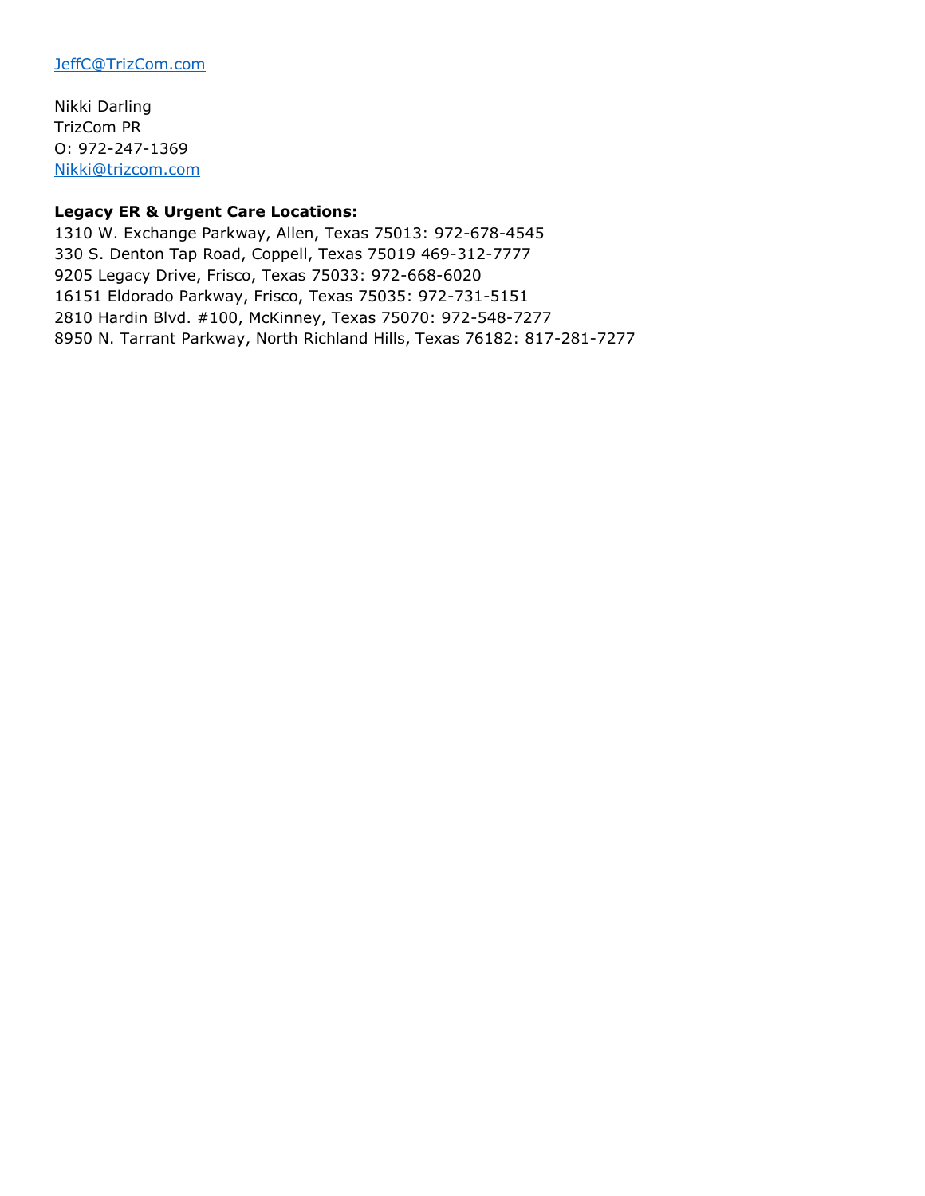JeffC@TrizCom.com

Nikki Darling
TrizCom PR
O: 972-247-1369
Nikki@trizcom.com

**Legacy ER & Urgent Care Locations:**
1310 W. Exchange Parkway, Allen, Texas 75013: 972-678-4545
330 S. Denton Tap Road, Coppell, Texas 75019 469-312-7777
9205 Legacy Drive, Frisco, Texas 75033: 972-668-6020
16151 Eldorado Parkway, Frisco, Texas 75035: 972-731-5151
2810 Hardin Blvd. #100, McKinney, Texas 75070: 972-548-7277
8950 N. Tarrant Parkway, North Richland Hills, Texas 76182: 817-281-7277